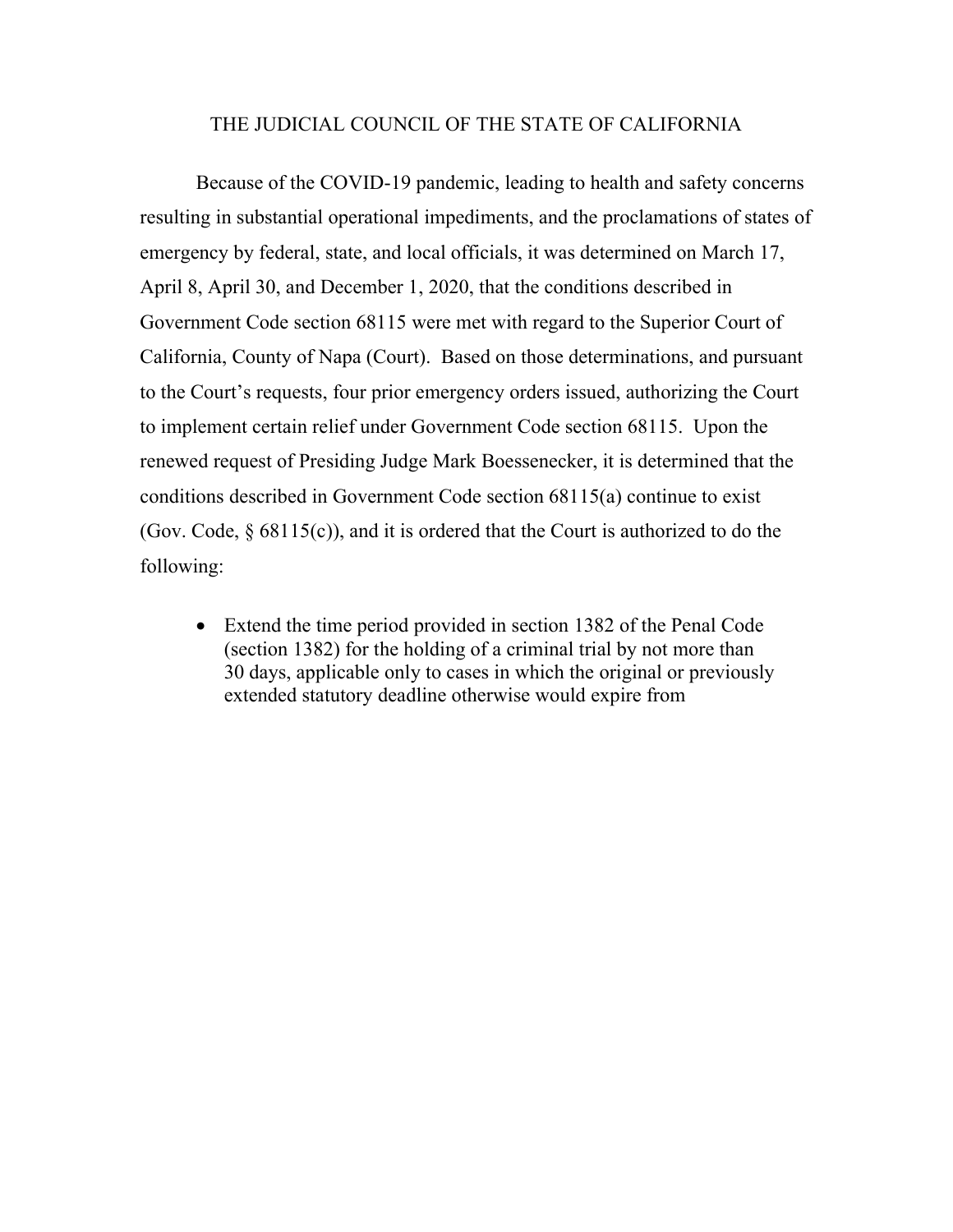# THE JUDICIAL COUNCIL OF THE STATE OF CALIFORNIA

Because of the COVID-19 pandemic, leading to health and safety concerns resulting in substantial operational impediments, and the proclamations of states of emergency by federal, state, and local officials, it was determined on March 17, April 8, April 30, and December 1, 2020, that the conditions described in Government Code section 68115 were met with regard to the Superior Court of California, County of Napa (Court). Based on those determinations, and pursuant to the Court's requests, four prior emergency orders issued, authorizing the Court to implement certain relief under Government Code section 68115. Upon the renewed request of Presiding Judge Mark Boessenecker, it is determined that the conditions described in Government Code section 68115(a) continue to exist (Gov. Code, § 68115(c)), and it is ordered that the Court is authorized to do the following:

- Extend the time period provided in section 1382 of the Penal Code (section 1382) for the holding of a criminal trial by not more than 30 days, applicable only to cases in which the original or previously extended statutory deadline otherwise would expire from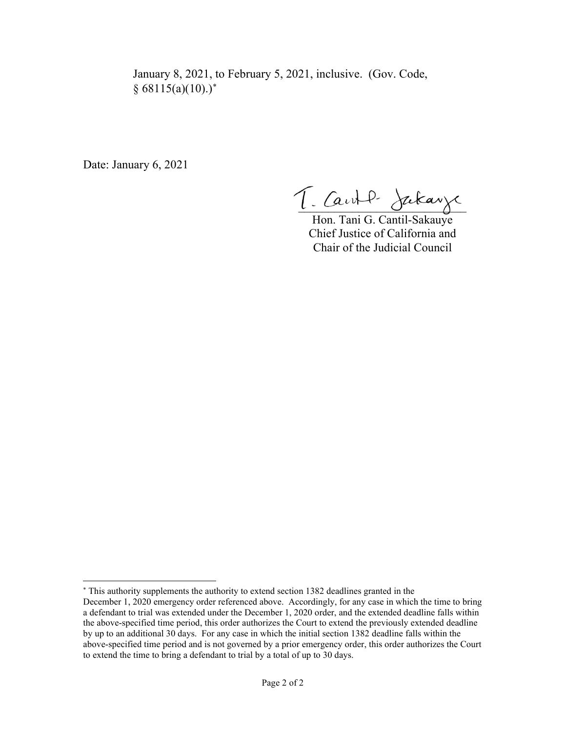January 8, 2021, to February 5, 2021, inclusive. (Gov. Code, § 68115(a)(10).)[*]

Date: January 6, 2021

Hon. Tani G. Cantil-Sakauye
Chief Justice of California and
Chair of the Judicial Council

---

[*] This authority supplements the authority to extend section 1382 deadlines granted in the December 1, 2020 emergency order referenced above. Accordingly, for any case in which the time to bring a defendant to trial was extended under the December 1, 2020 order, and the extended deadline falls within the above-specified time period, this order authorizes the Court to extend the previously extended deadline by up to an additional 30 days. For any case in which the initial section 1382 deadline falls within the above-specified time period and is not governed by a prior emergency order, this order authorizes the Court to extend the time to bring a defendant to trial by a total of up to 30 days.